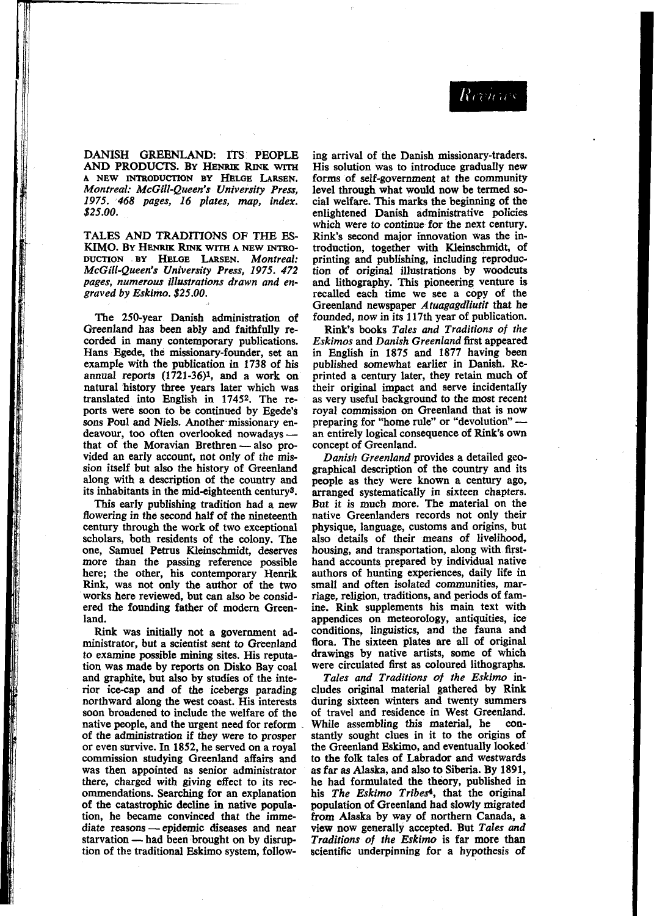DANISH GREENLAND: ITS PEOPLE AND PRODUCTS. BY HENRIK RINK WITH A NEW INTRODUCTION BY HELGE LARSEN. *Montreal: McGill-Queen's University Press, 1975. 468 pages, 16 plates, map, index. $25.00.*

TALES AND TRADITIONS OF THE ESKIMO. BY HENRIK RINK WITH A NEW INTRODUCTION BY HELGE LARSEN. *Montreal: McGill-Queen's University Press, 1975. 472 pages, numerous illustrations drawn and engraved by Eskimo. $25.00.*

The 250-year Danish administration of Greenland has been ably and faithfully recorded in many contemporary publications. Hans Egede, the missionary-founder, set an example with the publication in 1738 of his annual reports (1721-36)[1], and a work on natural history three years later which was translated into English in 1745[2]. The reports were soon to be continued by Egede's sons Poul and Niels. Another missionary endeavour, too often overlooked nowadays — that of the Moravian Brethren — also provided an early account, not only of the mission itself but also the history of Greenland along with a description of the country and its inhabitants in the mid-eighteenth century[3].

This early publishing tradition had a new flowering in the second half of the nineteenth century through the work of two exceptional scholars, both residents of the colony. The one, Samuel Petrus Kleinschmidt, deserves more than the passing reference possible here; the other, his contemporary Henrik Rink, was not only the author of the two works here reviewed, but can also be considered the founding father of modern Greenland.

Rink was initially not a government administrator, but a scientist sent to Greenland to examine possible mining sites. His reputation was made by reports on Disko Bay coal and graphite, but also by studies of the interior ice-cap and of the icebergs parading northward along the west coast. His interests soon broadened to include the welfare of the native people, and the urgent need for reform of the administration if they were to prosper or even survive. In 1852, he served on a royal commission studying Greenland affairs and was then appointed as senior administrator there, charged with giving effect to its recommendations. Searching for an explanation of the catastrophic decline in native population, he became convinced that the immediate reasons — epidemic diseases and near starvation — had been brought on by disruption of the traditional Eskimo system, following arrival of the Danish missionary-traders. His solution was to introduce gradually new forms of self-government at the community level through what would now be termed social welfare. This marks the beginning of the enlightened Danish administrative policies which were to continue for the next century. Rink's second major innovation was the introduction, together with Kleinschmidt, of printing and publishing, including reproduction of original illustrations by woodcuts and lithography. This pioneering venture is recalled each time we see a copy of the Greenland newspaper *Atuagagdliutit* that he founded, now in its 117th year of publication.

Rink's books *Tales and Traditions of the Eskimos* and *Danish Greenland* first appeared in English in 1875 and 1877 having been published somewhat earlier in Danish. Reprinted a century later, they retain much of their original impact and serve incidentally as very useful background to the most recent royal commission on Greenland that is now preparing for "home rule" or "devolution" — an entirely logical consequence of Rink's own concept of Greenland.

*Danish Greenland* provides a detailed geographical description of the country and its people as they were known a century ago, arranged systematically in sixteen chapters. But it is much more. The material on the native Greenlanders records not only their physique, language, customs and origins, but also details of their means of livelihood, housing, and transportation, along with first-hand accounts prepared by individual native authors of hunting experiences, daily life in small and often isolated communities, marriage, religion, traditions, and periods of famine. Rink supplements his main text with appendices on meteorology, antiquities, ice conditions, linguistics, and the fauna and flora. The sixteen plates are all of original drawings by native artists, some of which were circulated first as coloured lithographs.

*Tales and Traditions of the Eskimo* includes original material gathered by Rink during sixteen winters and twenty summers of travel and residence in West Greenland. While assembling this material, he constantly sought clues in it to the origins of the Greenland Eskimo, and eventually looked to the folk tales of Labrador and westwards as far as Alaska, and also to Siberia. By 1891, he had formulated the theory, published in his *The Eskimo Tribes*[4], that the original population of Greenland had slowly migrated from Alaska by way of northern Canada, a view now generally accepted. But *Tales and Traditions of the Eskimo* is far more than scientific underpinning for a hypothesis of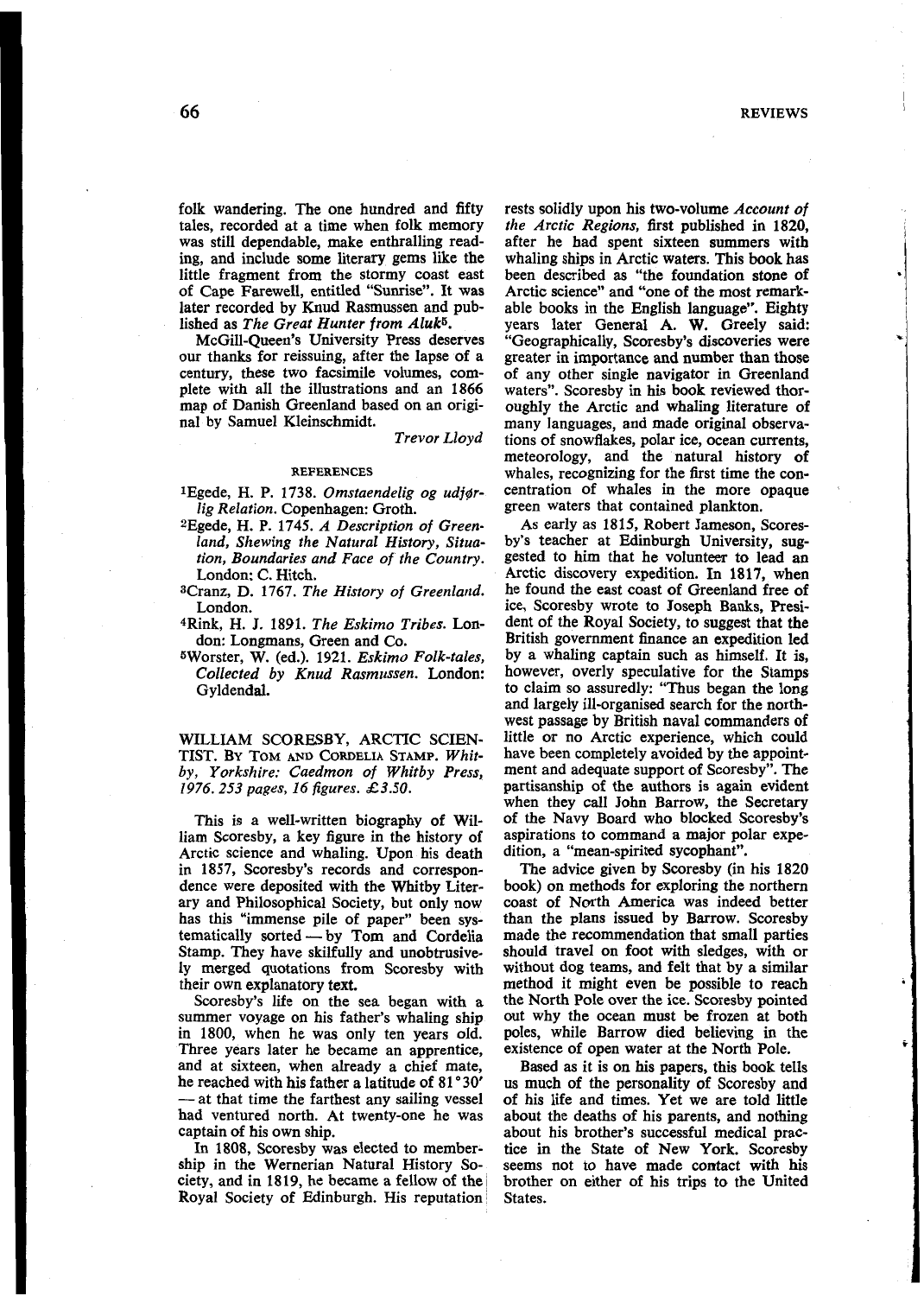folk wandering. The one hundred and fifty tales, recorded at a time when folk memory was still dependable, make enthralling reading, and include some literary gems like the little fragment from the stormy coast east of Cape Farewell, entitled "Sunrise". It was later recorded by Knud Rasmussen and published as *The Great Hunter from Aluk*[5].

McGill-Queen's University Press deserves our thanks for reissuing, after the lapse of a century, these two facsimile volumes, complete with all the illustrations and an 1866 map of Danish Greenland based on an original by Samuel Kleinschmidt.

*Trevor Lloyd*

REFERENCES

[1]Egede, H. P. 1738. *Omstaendelig og udførlig Relation*. Copenhagen: Groth.

[2]Egede, H. P. 1745. *A Description of Greenland, Shewing the Natural History, Situation, Boundaries and Face of the Country*. London: C. Hitch.

[3]Cranz, D. 1767. *The History of Greenland*. London.

[4]Rink, H. J. 1891. *The Eskimo Tribes*. London: Longmans, Green and Co.

[5]Worster, W. (ed.). 1921. *Eskimo Folk-tales, Collected by Knud Rasmussen*. London: Gyldendal.

## WILLIAM SCORESBY, ARCTIC SCIENTIST. By Tom and Cordelia Stamp. *Whitby, Yorkshire: Caedmon of Whitby Press, 1976. 253 pages, 16 figures. £3.50.*

This is a well-written biography of William Scoresby, a key figure in the history of Arctic science and whaling. Upon his death in 1857, Scoresby's records and correspondence were deposited with the Whitby Literary and Philosophical Society, but only now has this "immense pile of paper" been systematically sorted — by Tom and Cordelia Stamp. They have skilfully and unobtrusively merged quotations from Scoresby with their own explanatory text.

Scoresby's life on the sea began with a summer voyage on his father's whaling ship in 1800, when he was only ten years old. Three years later he became an apprentice, and at sixteen, when already a chief mate, he reached with his father a latitude of 81°30' — at that time the farthest any sailing vessel had ventured north. At twenty-one he was captain of his own ship.

In 1808, Scoresby was elected to membership in the Wernerian Natural History Society, and in 1819, he became a fellow of the Royal Society of Edinburgh. His reputation rests solidly upon his two-volume *Account of the Arctic Regions*, first published in 1820, after he had spent sixteen summers with whaling ships in Arctic waters. This book has been described as "the foundation stone of Arctic science" and "one of the most remarkable books in the English language". Eighty years later General A. W. Greely said: "Geographically, Scoresby's discoveries were greater in importance and number than those of any other single navigator in Greenland waters". Scoresby in his book reviewed thoroughly the Arctic and whaling literature of many languages, and made original observations of snowflakes, polar ice, ocean currents, meteorology, and the natural history of whales, recognizing for the first time the concentration of whales in the more opaque green waters that contained plankton.

As early as 1815, Robert Jameson, Scoresby's teacher at Edinburgh University, suggested to him that he volunteer to lead an Arctic discovery expedition. In 1817, when he found the east coast of Greenland free of ice, Scoresby wrote to Joseph Banks, President of the Royal Society, to suggest that the British government finance an expedition led by a whaling captain such as himself. It is, however, overly speculative for the Stamps to claim so assuredly: "Thus began the long and largely ill-organised search for the northwest passage by British naval commanders of little or no Arctic experience, which could have been completely avoided by the appointment and adequate support of Scoresby". The partisanship of the authors is again evident when they call John Barrow, the Secretary of the Navy Board who blocked Scoresby's aspirations to command a major polar expedition, a "mean-spirited sycophant".

The advice given by Scoresby (in his 1820 book) on methods for exploring the northern coast of North America was indeed better than the plans issued by Barrow. Scoresby made the recommendation that small parties should travel on foot with sledges, with or without dog teams, and felt that by a similar method it might even be possible to reach the North Pole over the ice. Scoresby pointed out why the ocean must be frozen at both poles, while Barrow died believing in the existence of open water at the North Pole.

Based as it is on his papers, this book tells us much of the personality of Scoresby and of his life and times. Yet we are told little about the deaths of his parents, and nothing about his brother's successful medical practice in the State of New York. Scoresby seems not to have made contact with his brother on either of his trips to the United States.